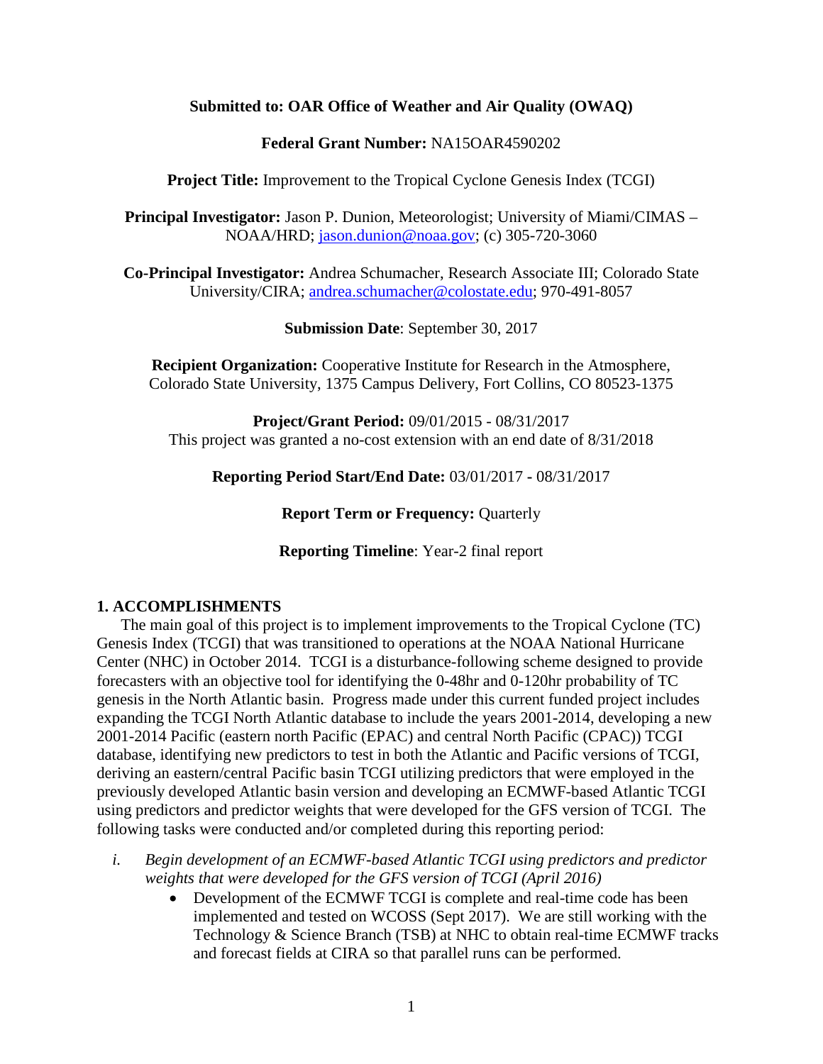**Submitted to: OAR Office of Weather and Air Quality (OWAQ)**

**Federal Grant Number:** NA15OAR4590202

**Project Title:** Improvement to the Tropical Cyclone Genesis Index (TCGI)

**Principal Investigator:** Jason P. Dunion, Meteorologist; University of Miami/CIMAS – NOAA/HRD; jason.dunion@noaa.gov; (c) 305-720-3060

**Co-Principal Investigator:** Andrea Schumacher, Research Associate III; Colorado State University/CIRA; andrea.schumacher@colostate.edu; 970-491-8057

**Submission Date**: September 30, 2017

**Recipient Organization:** Cooperative Institute for Research in the Atmosphere, Colorado State University, 1375 Campus Delivery, Fort Collins, CO 80523-1375

**Project/Grant Period:** 09/01/2015 - 08/31/2017
This project was granted a no-cost extension with an end date of 8/31/2018

**Reporting Period Start/End Date:** 03/01/2017 - 08/31/2017

**Report Term or Frequency:** Quarterly

**Reporting Timeline**: Year-2 final report

## 1. ACCOMPLISHMENTS

The main goal of this project is to implement improvements to the Tropical Cyclone (TC) Genesis Index (TCGI) that was transitioned to operations at the NOAA National Hurricane Center (NHC) in October 2014. TCGI is a disturbance-following scheme designed to provide forecasters with an objective tool for identifying the 0-48hr and 0-120hr probability of TC genesis in the North Atlantic basin. Progress made under this current funded project includes expanding the TCGI North Atlantic database to include the years 2001-2014, developing a new 2001-2014 Pacific (eastern north Pacific (EPAC) and central North Pacific (CPAC)) TCGI database, identifying new predictors to test in both the Atlantic and Pacific versions of TCGI, deriving an eastern/central Pacific basin TCGI utilizing predictors that were employed in the previously developed Atlantic basin version and developing an ECMWF-based Atlantic TCGI using predictors and predictor weights that were developed for the GFS version of TCGI. The following tasks were conducted and/or completed during this reporting period:

i. *Begin development of an ECMWF-based Atlantic TCGI using predictors and predictor weights that were developed for the GFS version of TCGI (April 2016)*
   - Development of the ECMWF TCGI is complete and real-time code has been implemented and tested on WCOSS (Sept 2017). We are still working with the Technology & Science Branch (TSB) at NHC to obtain real-time ECMWF tracks and forecast fields at CIRA so that parallel runs can be performed.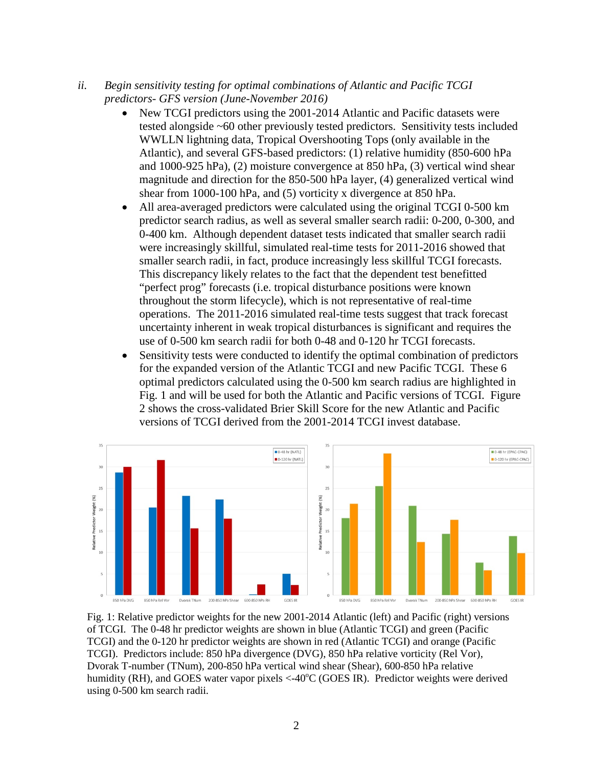*ii. Begin sensitivity testing for optimal combinations of Atlantic and Pacific TCGI predictors- GFS version (June-November 2016)*

- New TCGI predictors using the 2001-2014 Atlantic and Pacific datasets were tested alongside ~60 other previously tested predictors. Sensitivity tests included WWLLN lightning data, Tropical Overshooting Tops (only available in the Atlantic), and several GFS-based predictors: (1) relative humidity (850-600 hPa and 1000-925 hPa), (2) moisture convergence at 850 hPa, (3) vertical wind shear magnitude and direction for the 850-500 hPa layer, (4) generalized vertical wind shear from 1000-100 hPa, and (5) vorticity x divergence at 850 hPa.
- All area-averaged predictors were calculated using the original TCGI 0-500 km predictor search radius, as well as several smaller search radii: 0-200, 0-300, and 0-400 km. Although dependent dataset tests indicated that smaller search radii were increasingly skillful, simulated real-time tests for 2011-2016 showed that smaller search radii, in fact, produce increasingly less skillful TCGI forecasts. This discrepancy likely relates to the fact that the dependent test benefitted "perfect prog" forecasts (i.e. tropical disturbance positions were known throughout the storm lifecycle), which is not representative of real-time operations. The 2011-2016 simulated real-time tests suggest that track forecast uncertainty inherent in weak tropical disturbances is significant and requires the use of 0-500 km search radii for both 0-48 and 0-120 hr TCGI forecasts.
- Sensitivity tests were conducted to identify the optimal combination of predictors for the expanded version of the Atlantic TCGI and new Pacific TCGI. These 6 optimal predictors calculated using the 0-500 km search radius are highlighted in Fig. 1 and will be used for both the Atlantic and Pacific versions of TCGI. Figure 2 shows the cross-validated Brier Skill Score for the new Atlantic and Pacific versions of TCGI derived from the 2001-2014 TCGI invest database.

Fig. 1: Relative predictor weights for the new 2001-2014 Atlantic (left) and Pacific (right) versions of TCGI. The 0-48 hr predictor weights are shown in blue (Atlantic TCGI) and green (Pacific TCGI) and the 0-120 hr predictor weights are shown in red (Atlantic TCGI) and orange (Pacific TCGI). Predictors include: 850 hPa divergence (DVG), 850 hPa relative vorticity (Rel Vor), Dvorak T-number (TNum), 200-850 hPa vertical wind shear (Shear), 600-850 hPa relative humidity (RH), and GOES water vapor pixels <-40°C (GOES IR). Predictor weights were derived using 0-500 km search radii.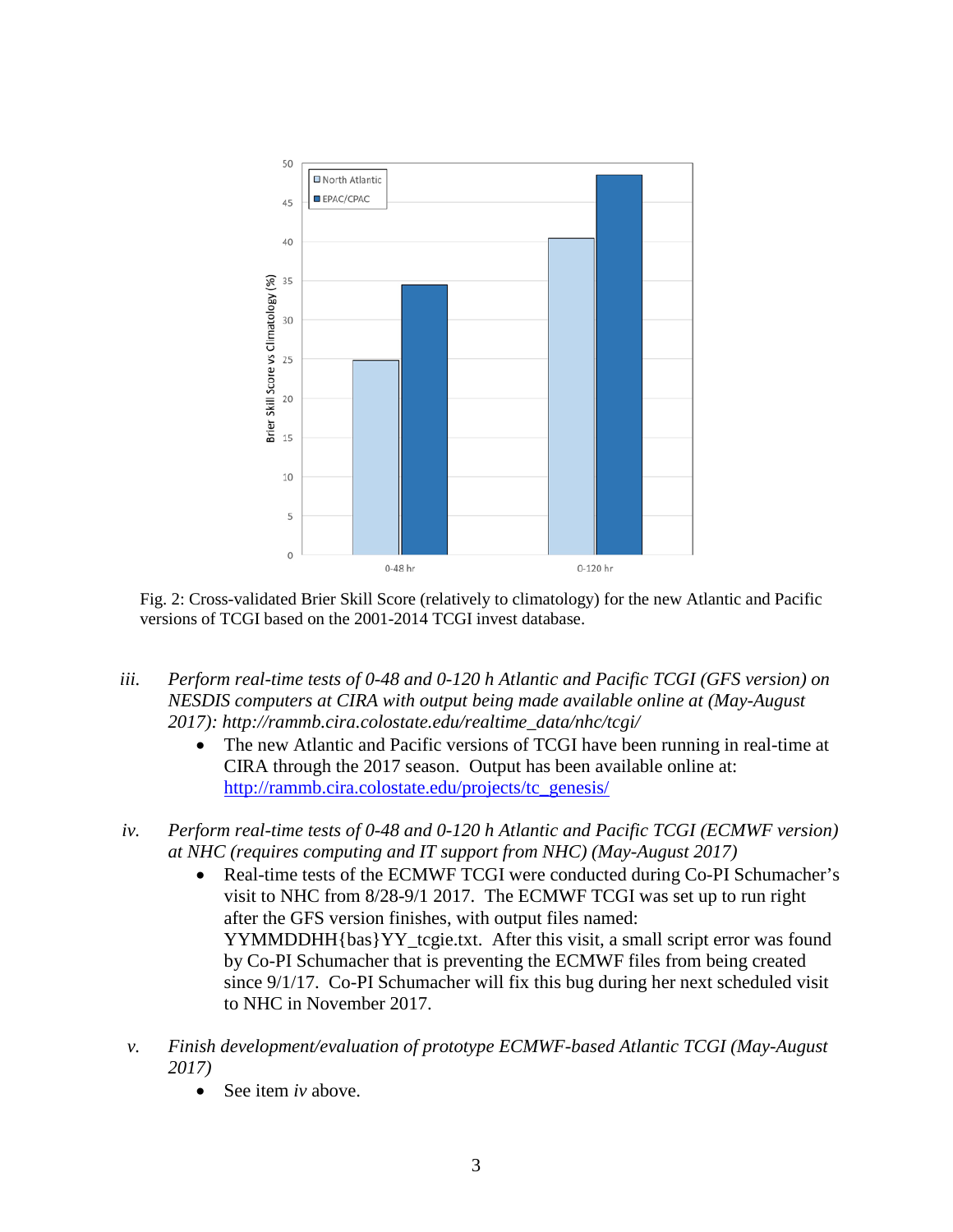Fig. 2: Cross-validated Brier Skill Score (relatively to climatology) for the new Atlantic and Pacific versions of TCGI based on the 2001-2014 TCGI invest database.

iii. *Perform real-time tests of 0-48 and 0-120 h Atlantic and Pacific TCGI (GFS version) on NESDIS computers at CIRA with output being made available online at (May-August 2017): http://rammb.cira.colostate.edu/realtime_data/nhc/tcgi/*

- The new Atlantic and Pacific versions of TCGI have been running in real-time at CIRA through the 2017 season. Output has been available online at: [http://rammb.cira.colostate.edu/projects/tc_genesis/](http://rammb.cira.colostate.edu/projects/tc_genesis/)

iv. *Perform real-time tests of 0-48 and 0-120 h Atlantic and Pacific TCGI (ECMWF version) at NHC (requires computing and IT support from NHC) (May-August 2017)*

- Real-time tests of the ECMWF TCGI were conducted during Co-PI Schumacher's visit to NHC from 8/28-9/1 2017. The ECMWF TCGI was set up to run right after the GFS version finishes, with output files named: YYMMDDHH{bas}YY_tcgie.txt. After this visit, a small script error was found by Co-PI Schumacher that is preventing the ECMWF files from being created since 9/1/17. Co-PI Schumacher will fix this bug during her next scheduled visit to NHC in November 2017.

v. *Finish development/evaluation of prototype ECMWF-based Atlantic TCGI (May-August 2017)*

- See item *iv* above.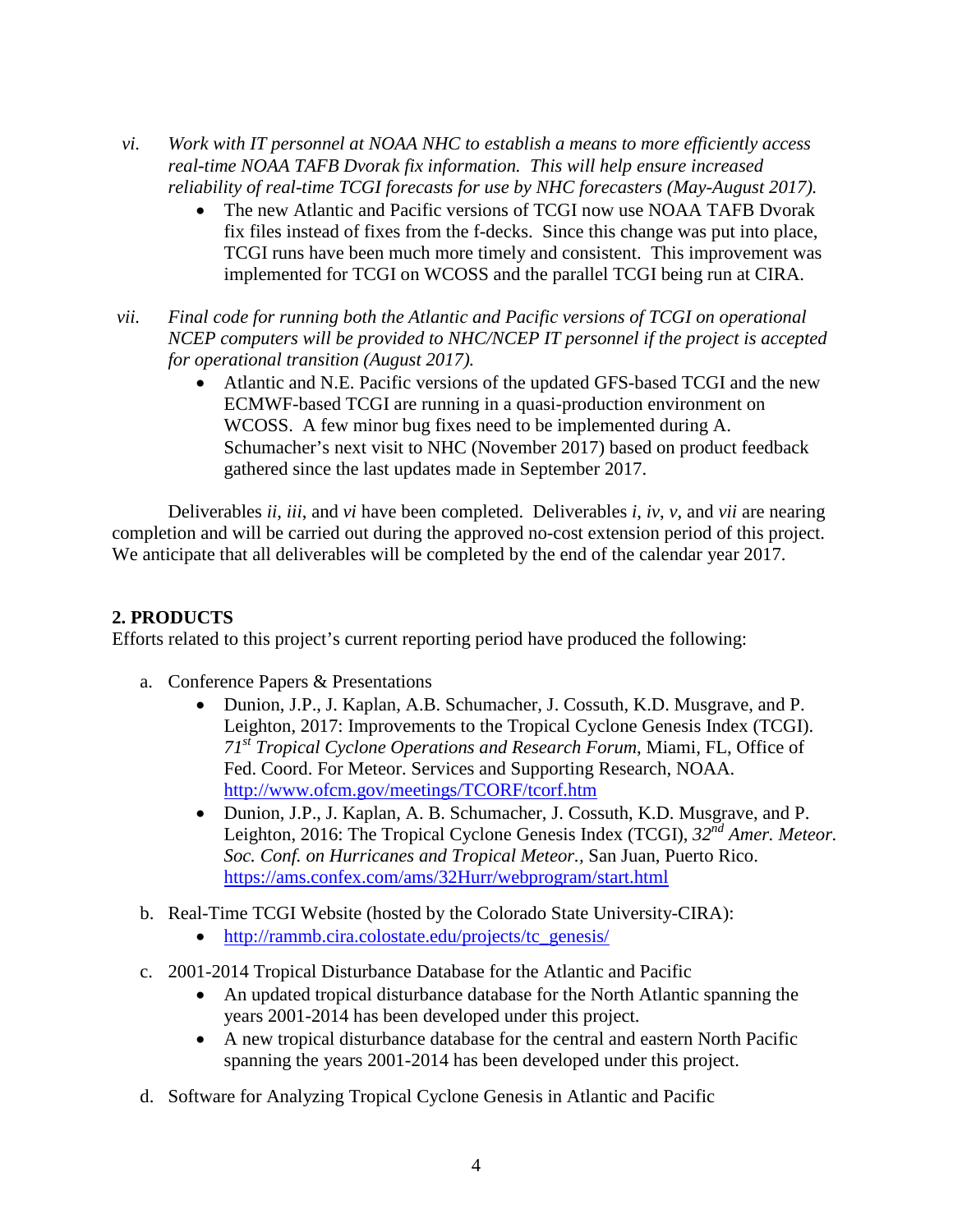vi. *Work with IT personnel at NOAA NHC to establish a means to more efficiently access real-time NOAA TAFB Dvorak fix information. This will help ensure increased reliability of real-time TCGI forecasts for use by NHC forecasters (May-August 2017).*
   - The new Atlantic and Pacific versions of TCGI now use NOAA TAFB Dvorak fix files instead of fixes from the f-decks. Since this change was put into place, TCGI runs have been much more timely and consistent. This improvement was implemented for TCGI on WCOSS and the parallel TCGI being run at CIRA.

vii. *Final code for running both the Atlantic and Pacific versions of TCGI on operational NCEP computers will be provided to NHC/NCEP IT personnel if the project is accepted for operational transition (August 2017).*
   - Atlantic and N.E. Pacific versions of the updated GFS-based TCGI and the new ECMWF-based TCGI are running in a quasi-production environment on WCOSS. A few minor bug fixes need to be implemented during A. Schumacher's next visit to NHC (November 2017) based on product feedback gathered since the last updates made in September 2017.

Deliverables *ii*, *iii*, and *vi* have been completed. Deliverables *i*, *iv*, *v*, and *vii* are nearing completion and will be carried out during the approved no-cost extension period of this project. We anticipate that all deliverables will be completed by the end of the calendar year 2017.

## 2. PRODUCTS

Efforts related to this project's current reporting period have produced the following:

a. Conference Papers & Presentations
   - Dunion, J.P., J. Kaplan, A.B. Schumacher, J. Cossuth, K.D. Musgrave, and P. Leighton, 2017: Improvements to the Tropical Cyclone Genesis Index (TCGI). *71st Tropical Cyclone Operations and Research Forum*, Miami, FL, Office of Fed. Coord. For Meteor. Services and Supporting Research, NOAA. http://www.ofcm.gov/meetings/TCORF/tcorf.htm
   - Dunion, J.P., J. Kaplan, A. B. Schumacher, J. Cossuth, K.D. Musgrave, and P. Leighton, 2016: The Tropical Cyclone Genesis Index (TCGI), *32nd Amer. Meteor. Soc. Conf. on Hurricanes and Tropical Meteor.*, San Juan, Puerto Rico. https://ams.confex.com/ams/32Hurr/webprogram/start.html

b. Real-Time TCGI Website (hosted by the Colorado State University-CIRA):
   - http://rammb.cira.colostate.edu/projects/tc_genesis/

c. 2001-2014 Tropical Disturbance Database for the Atlantic and Pacific
   - An updated tropical disturbance database for the North Atlantic spanning the years 2001-2014 has been developed under this project.
   - A new tropical disturbance database for the central and eastern North Pacific spanning the years 2001-2014 has been developed under this project.

d. Software for Analyzing Tropical Cyclone Genesis in Atlantic and Pacific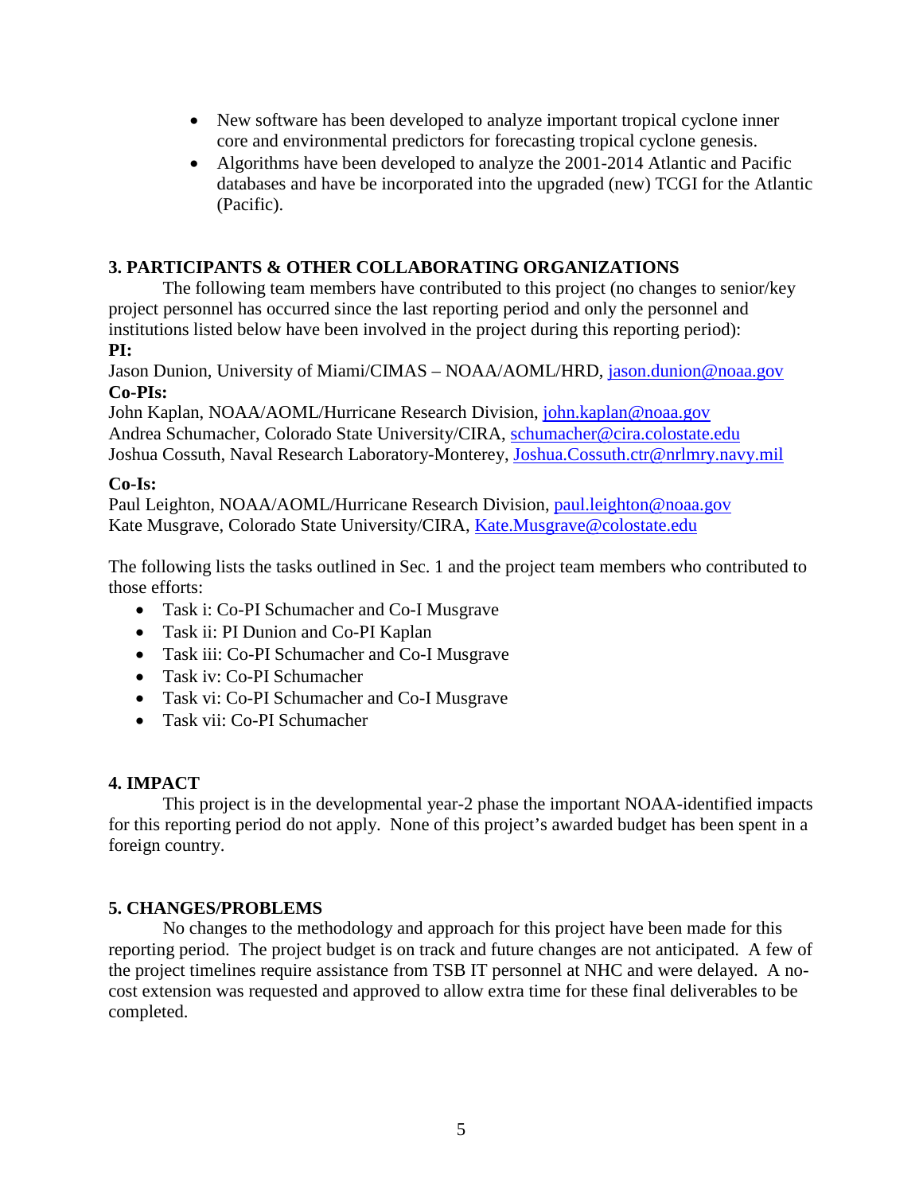- New software has been developed to analyze important tropical cyclone inner core and environmental predictors for forecasting tropical cyclone genesis.
- Algorithms have been developed to analyze the 2001-2014 Atlantic and Pacific databases and have be incorporated into the upgraded (new) TCGI for the Atlantic (Pacific).

## 3. PARTICIPANTS & OTHER COLLABORATING ORGANIZATIONS

The following team members have contributed to this project (no changes to senior/key project personnel has occurred since the last reporting period and only the personnel and institutions listed below have been involved in the project during this reporting period):

**PI:**

Jason Dunion, University of Miami/CIMAS – NOAA/AOML/HRD, jason.dunion@noaa.gov

**Co-PIs:**

John Kaplan, NOAA/AOML/Hurricane Research Division, john.kaplan@noaa.gov
Andrea Schumacher, Colorado State University/CIRA, schumacher@cira.colostate.edu
Joshua Cossuth, Naval Research Laboratory-Monterey, Joshua.Cossuth.ctr@nrlmry.navy.mil

**Co-Is:**

Paul Leighton, NOAA/AOML/Hurricane Research Division, paul.leighton@noaa.gov
Kate Musgrave, Colorado State University/CIRA, Kate.Musgrave@colostate.edu

The following lists the tasks outlined in Sec. 1 and the project team members who contributed to those efforts:

- Task i: Co-PI Schumacher and Co-I Musgrave
- Task ii: PI Dunion and Co-PI Kaplan
- Task iii: Co-PI Schumacher and Co-I Musgrave
- Task iv: Co-PI Schumacher
- Task vi: Co-PI Schumacher and Co-I Musgrave
- Task vii: Co-PI Schumacher

## 4. IMPACT

This project is in the developmental year-2 phase the important NOAA-identified impacts for this reporting period do not apply. None of this project's awarded budget has been spent in a foreign country.

## 5. CHANGES/PROBLEMS

No changes to the methodology and approach for this project have been made for this reporting period. The project budget is on track and future changes are not anticipated. A few of the project timelines require assistance from TSB IT personnel at NHC and were delayed. A no-cost extension was requested and approved to allow extra time for these final deliverables to be completed.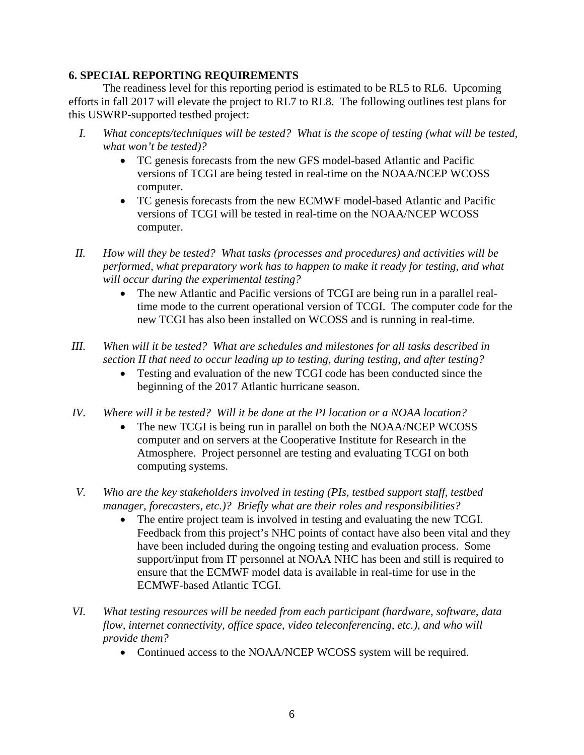## 6. SPECIAL REPORTING REQUIREMENTS

The readiness level for this reporting period is estimated to be RL5 to RL6. Upcoming efforts in fall 2017 will elevate the project to RL7 to RL8. The following outlines test plans for this USWRP-supported testbed project:

I. *What concepts/techniques will be tested? What is the scope of testing (what will be tested, what won't be tested)?*
   - TC genesis forecasts from the new GFS model-based Atlantic and Pacific versions of TCGI are being tested in real-time on the NOAA/NCEP WCOSS computer.
   - TC genesis forecasts from the new ECMWF model-based Atlantic and Pacific versions of TCGI will be tested in real-time on the NOAA/NCEP WCOSS computer.

II. *How will they be tested? What tasks (processes and procedures) and activities will be performed, what preparatory work has to happen to make it ready for testing, and what will occur during the experimental testing?*
   - The new Atlantic and Pacific versions of TCGI are being run in a parallel real-time mode to the current operational version of TCGI. The computer code for the new TCGI has also been installed on WCOSS and is running in real-time.

III. *When will it be tested? What are schedules and milestones for all tasks described in section II that need to occur leading up to testing, during testing, and after testing?*
   - Testing and evaluation of the new TCGI code has been conducted since the beginning of the 2017 Atlantic hurricane season.

IV. *Where will it be tested? Will it be done at the PI location or a NOAA location?*
   - The new TCGI is being run in parallel on both the NOAA/NCEP WCOSS computer and on servers at the Cooperative Institute for Research in the Atmosphere. Project personnel are testing and evaluating TCGI on both computing systems.

V. *Who are the key stakeholders involved in testing (PIs, testbed support staff, testbed manager, forecasters, etc.)? Briefly what are their roles and responsibilities?*
   - The entire project team is involved in testing and evaluating the new TCGI. Feedback from this project's NHC points of contact have also been vital and they have been included during the ongoing testing and evaluation process. Some support/input from IT personnel at NOAA NHC has been and still is required to ensure that the ECMWF model data is available in real-time for use in the ECMWF-based Atlantic TCGI.

VI. *What testing resources will be needed from each participant (hardware, software, data flow, internet connectivity, office space, video teleconferencing, etc.), and who will provide them?*
   - Continued access to the NOAA/NCEP WCOSS system will be required.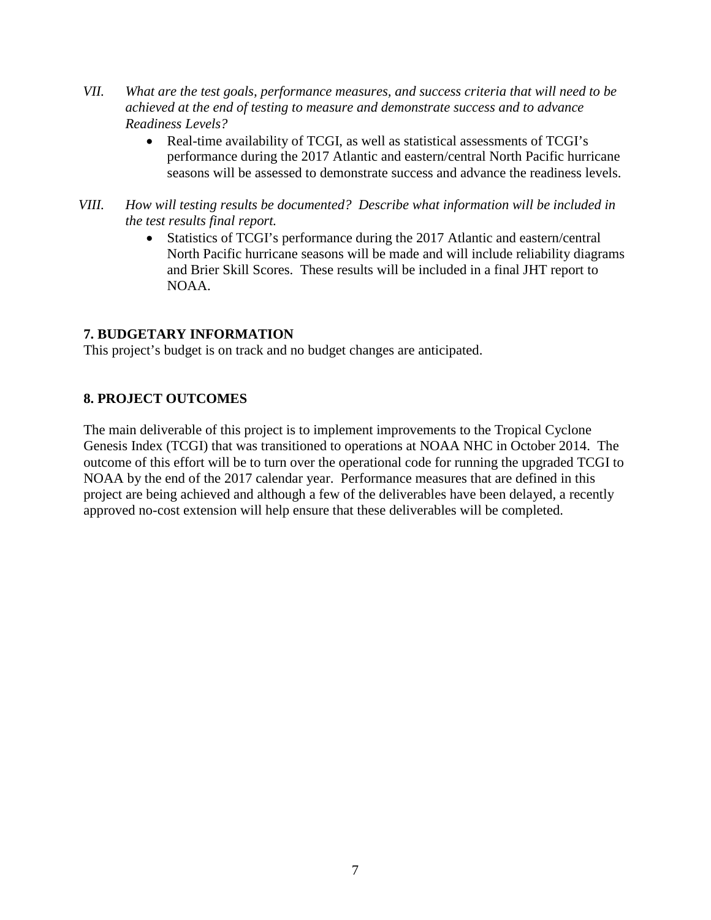VII. *What are the test goals, performance measures, and success criteria that will need to be achieved at the end of testing to measure and demonstrate success and to advance Readiness Levels?*

- Real-time availability of TCGI, as well as statistical assessments of TCGI's performance during the 2017 Atlantic and eastern/central North Pacific hurricane seasons will be assessed to demonstrate success and advance the readiness levels.

VIII. *How will testing results be documented? Describe what information will be included in the test results final report.*

- Statistics of TCGI's performance during the 2017 Atlantic and eastern/central North Pacific hurricane seasons will be made and will include reliability diagrams and Brier Skill Scores. These results will be included in a final JHT report to NOAA.

## 7. BUDGETARY INFORMATION

This project's budget is on track and no budget changes are anticipated.

## 8. PROJECT OUTCOMES

The main deliverable of this project is to implement improvements to the Tropical Cyclone Genesis Index (TCGI) that was transitioned to operations at NOAA NHC in October 2014. The outcome of this effort will be to turn over the operational code for running the upgraded TCGI to NOAA by the end of the 2017 calendar year. Performance measures that are defined in this project are being achieved and although a few of the deliverables have been delayed, a recently approved no-cost extension will help ensure that these deliverables will be completed.